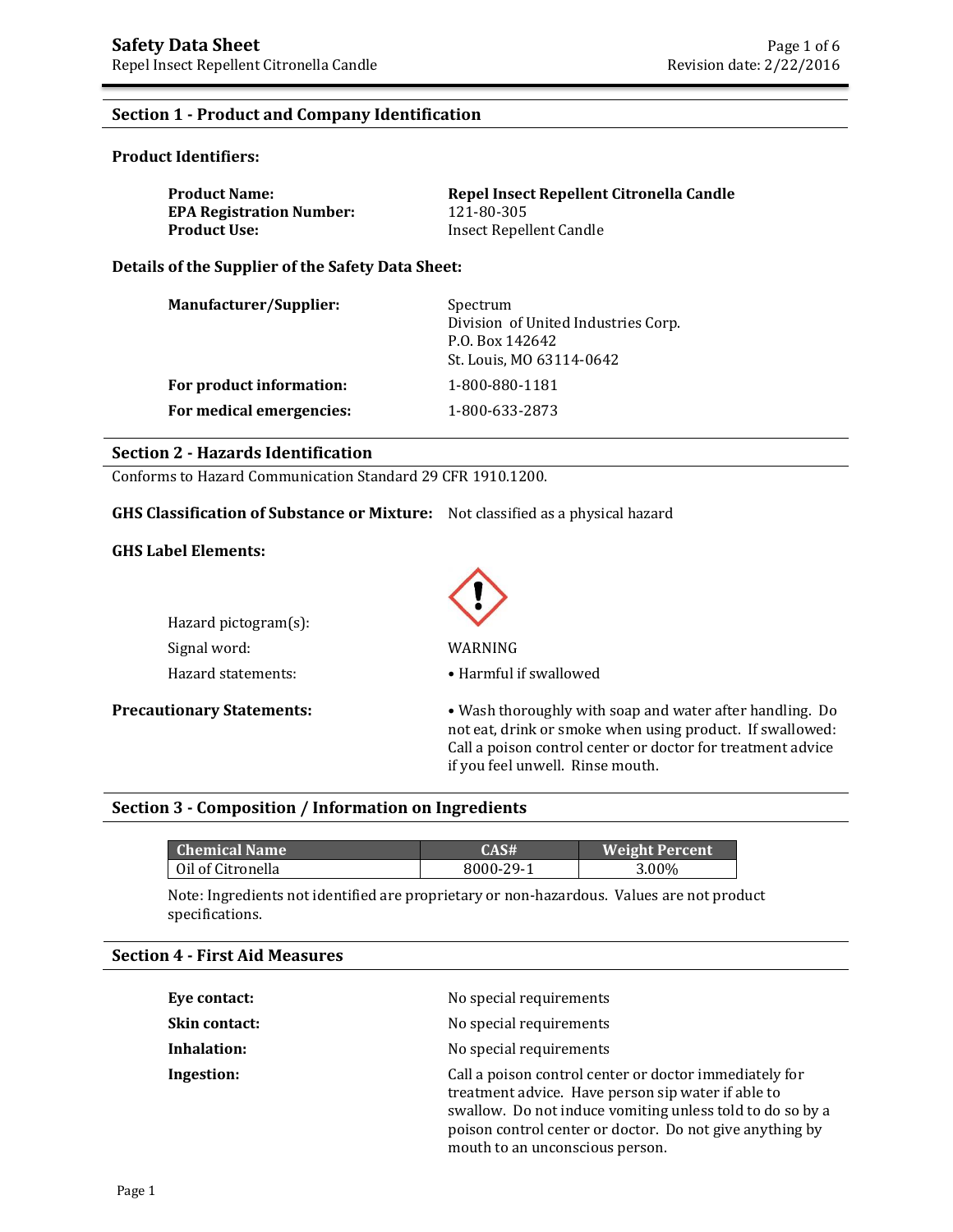# Safety Data Sheet

Repel Insect Repellent Citronella Candle

Revision date: 2/22/2016

## Section 1 - Product and Company Identification

### Product Identifiers:

| | |
|---|---|
| **Product Name:** | **Repel Insect Repellent Citronella Candle** |
| **EPA Registration Number:** | 121-80-305 |
| **Product Use:** | Insect Repellent Candle |

### Details of the Supplier of the Safety Data Sheet:

| | |
|---|---|
| **Manufacturer/Supplier:** | Spectrum<br>Division of United Industries Corp.<br>P.O. Box 142642<br>St. Louis, MO 63114-0642 |
| **For product information:** | 1-800-880-1181 |
| **For medical emergencies:** | 1-800-633-2873 |

## Section 2 - Hazards Identification

Conforms to Hazard Communication Standard 29 CFR 1910.1200.

**GHS Classification of Substance or Mixture:** Not classified as a physical hazard

### GHS Label Elements:

Hazard pictogram(s): (exclamation mark)

Signal word: WARNING

Hazard statements:
- Harmful if swallowed

**Precautionary Statements:**
- Wash thoroughly with soap and water after handling. Do not eat, drink or smoke when using product. If swallowed: Call a poison control center or doctor for treatment advice if you feel unwell. Rinse mouth.

## Section 3 - Composition / Information on Ingredients

| Chemical Name | CAS# | Weight Percent |
|---|---|---|
| Oil of Citronella | 8000-29-1 | 3.00% |

Note: Ingredients not identified are proprietary or non-hazardous. Values are not product specifications.

## Section 4 - First Aid Measures

| | |
|---|---|
| **Eye contact:** | No special requirements |
| **Skin contact:** | No special requirements |
| **Inhalation:** | No special requirements |
| **Ingestion:** | Call a poison control center or doctor immediately for treatment advice. Have person sip water if able to swallow. Do not induce vomiting unless told to do so by a poison control center or doctor. Do not give anything by mouth to an unconscious person. |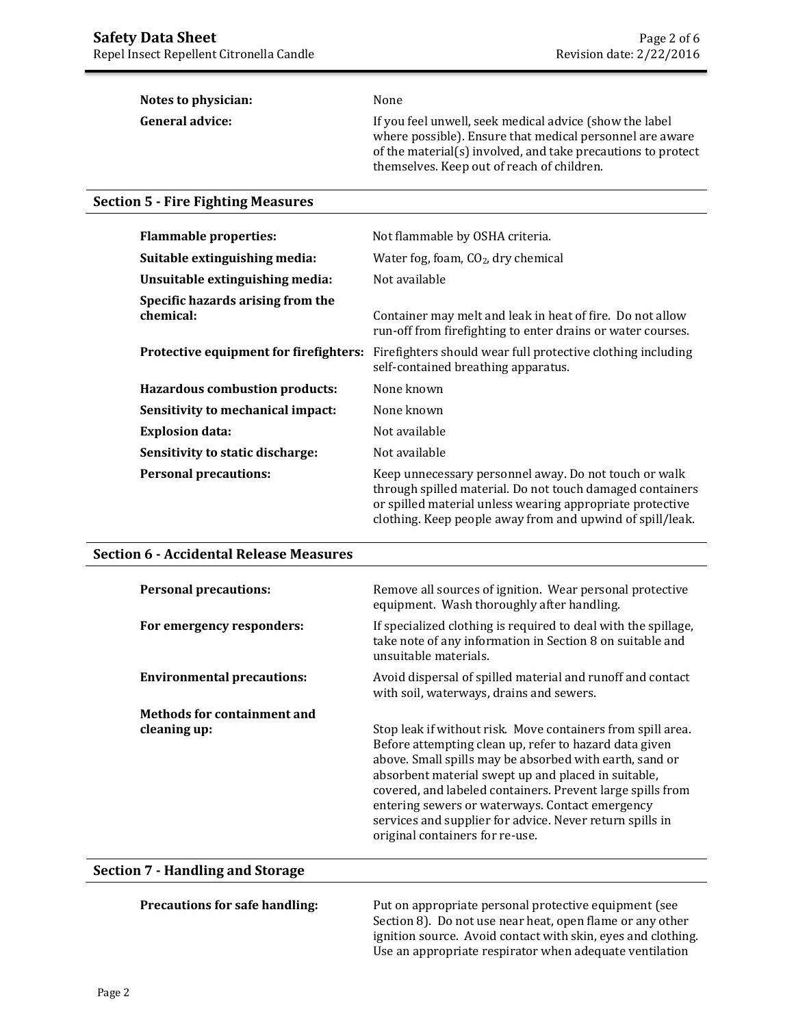**Notes to physician:** None

**General advice:** If you feel unwell, seek medical advice (show the label where possible). Ensure that medical personnel are aware of the material(s) involved, and take precautions to protect themselves. Keep out of reach of children.

## Section 5 - Fire Fighting Measures

**Flammable properties:** Not flammable by OSHA criteria.

**Suitable extinguishing media:** Water fog, foam, $CO_2$, dry chemical

**Unsuitable extinguishing media:** Not available

**Specific hazards arising from the chemical:** Container may melt and leak in heat of fire. Do not allow run-off from firefighting to enter drains or water courses.

**Protective equipment for firefighters:** Firefighters should wear full protective clothing including self-contained breathing apparatus.

**Hazardous combustion products:** None known

**Sensitivity to mechanical impact:** None known

**Explosion data:** Not available

**Sensitivity to static discharge:** Not available

**Personal precautions:** Keep unnecessary personnel away. Do not touch or walk through spilled material. Do not touch damaged containers or spilled material unless wearing appropriate protective clothing. Keep people away from and upwind of spill/leak.

## Section 6 - Accidental Release Measures

**Personal precautions:** Remove all sources of ignition. Wear personal protective equipment. Wash thoroughly after handling.

**For emergency responders:** If specialized clothing is required to deal with the spillage, take note of any information in Section 8 on suitable and unsuitable materials.

**Environmental precautions:** Avoid dispersal of spilled material and runoff and contact with soil, waterways, drains and sewers.

**Methods for containment and cleaning up:** Stop leak if without risk. Move containers from spill area. Before attempting clean up, refer to hazard data given above. Small spills may be absorbed with earth, sand or absorbent material swept up and placed in suitable, covered, and labeled containers. Prevent large spills from entering sewers or waterways. Contact emergency services and supplier for advice. Never return spills in original containers for re-use.

## Section 7 - Handling and Storage

**Precautions for safe handling:** Put on appropriate personal protective equipment (see Section 8). Do not use near heat, open flame or any other ignition source. Avoid contact with skin, eyes and clothing. Use an appropriate respirator when adequate ventilation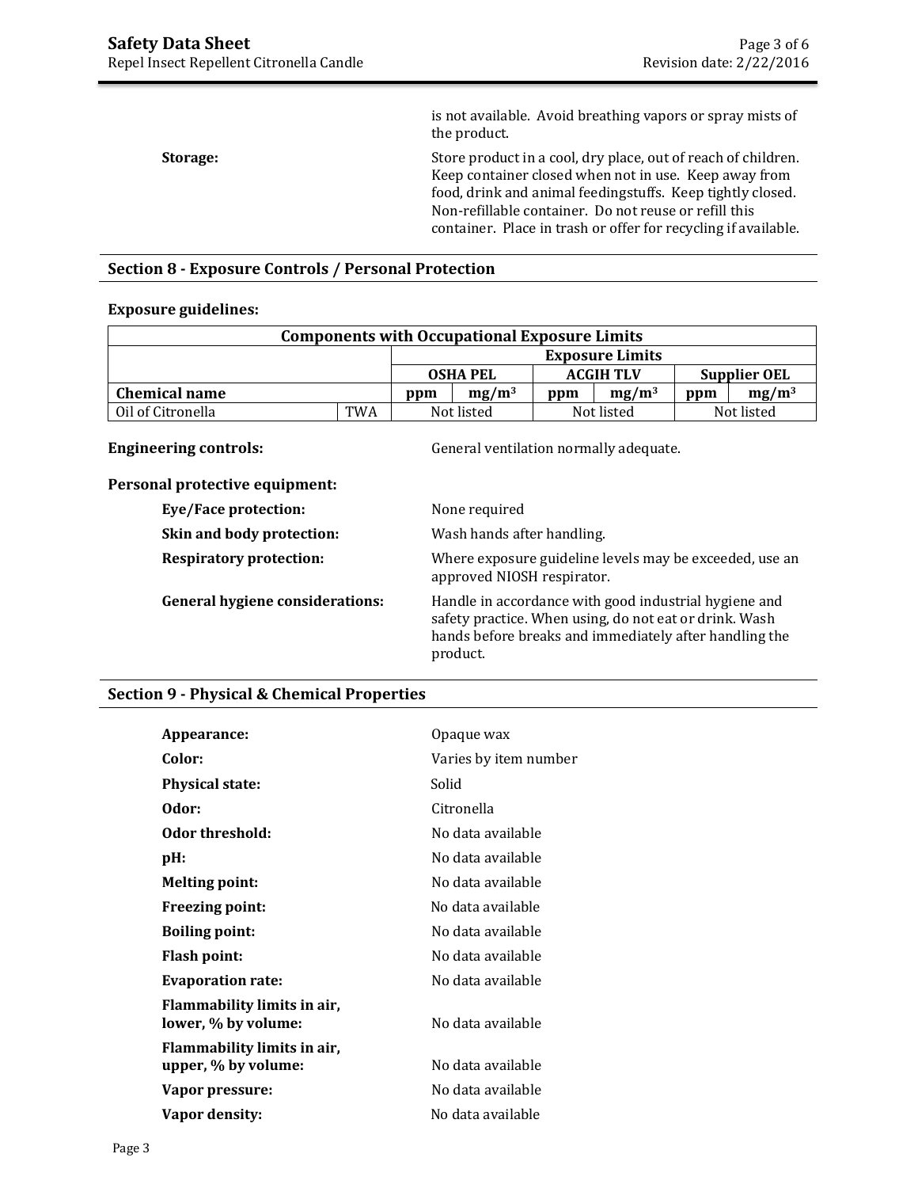is not available. Avoid breathing vapors or spray mists of the product.

**Storage:** Store product in a cool, dry place, out of reach of children. Keep container closed when not in use. Keep away from food, drink and animal feedingstuffs. Keep tightly closed. Non-refillable container. Do not reuse or refill this container. Place in trash or offer for recycling if available.

## Section 8 - Exposure Controls / Personal Protection

**Exposure guidelines:**

| Components with Occupational Exposure Limits | | | | | | | | |
|---|---|---|---|---|---|---|---|---|
| | | Exposure Limits | | | | | | |
| | | OSHA PEL | | ACGIH TLV | | Supplier OEL | | |
| **Chemical name** | | **ppm** | **$mg/m^3$** | **ppm** | **$mg/m^3$** | **ppm** | **$mg/m^3$** | |
| Oil of Citronella | TWA | Not listed | | Not listed | | Not listed | | |

**Engineering controls:** General ventilation normally adequate.

**Personal protective equipment:**

- **Eye/Face protection:** None required
- **Skin and body protection:** Wash hands after handling.
- **Respiratory protection:** Where exposure guideline levels may be exceeded, use an approved NIOSH respirator.
- **General hygiene considerations:** Handle in accordance with good industrial hygiene and safety practice. When using, do not eat or drink. Wash hands before breaks and immediately after handling the product.

## Section 9 - Physical & Chemical Properties

| | |
|---|---|
| **Appearance:** | Opaque wax |
| **Color:** | Varies by item number |
| **Physical state:** | Solid |
| **Odor:** | Citronella |
| **Odor threshold:** | No data available |
| **pH:** | No data available |
| **Melting point:** | No data available |
| **Freezing point:** | No data available |
| **Boiling point:** | No data available |
| **Flash point:** | No data available |
| **Evaporation rate:** | No data available |
| **Flammability limits in air, lower, % by volume:** | No data available |
| **Flammability limits in air, upper, % by volume:** | No data available |
| **Vapor pressure:** | No data available |
| **Vapor density:** | No data available |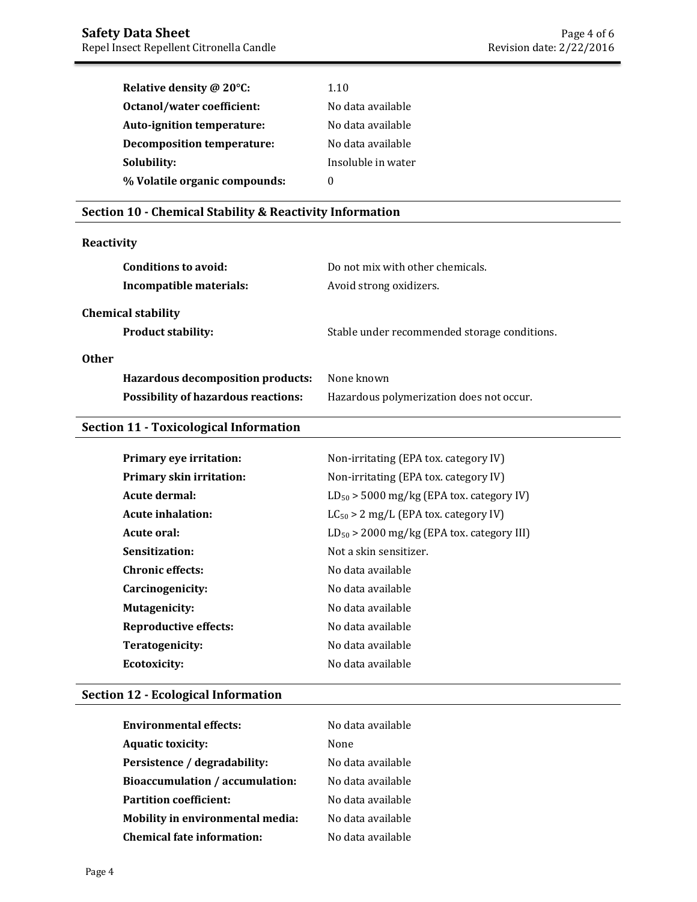| | |
|---|---|
| **Relative density @ 20°C:** | 1.10 |
| **Octanol/water coefficient:** | No data available |
| **Auto-ignition temperature:** | No data available |
| **Decomposition temperature:** | No data available |
| **Solubility:** | Insoluble in water |
| **% Volatile organic compounds:** | 0 |

## Section 10 - Chemical Stability & Reactivity Information

### Reactivity

| | |
|---|---|
| **Conditions to avoid:** | Do not mix with other chemicals. |
| **Incompatible materials:** | Avoid strong oxidizers. |

### Chemical stability

| | |
|---|---|
| **Product stability:** | Stable under recommended storage conditions. |

### Other

| | |
|---|---|
| **Hazardous decomposition products:** | None known |
| **Possibility of hazardous reactions:** | Hazardous polymerization does not occur. |

## Section 11 - Toxicological Information

| | |
|---|---|
| **Primary eye irritation:** | Non-irritating (EPA tox. category IV) |
| **Primary skin irritation:** | Non-irritating (EPA tox. category IV) |
| **Acute dermal:** | $LD_{50}$ > 5000 mg/kg (EPA tox. category IV) |
| **Acute inhalation:** | $LC_{50}$ > 2 mg/L (EPA tox. category IV) |
| **Acute oral:** | $LD_{50}$ > 2000 mg/kg (EPA tox. category III) |
| **Sensitization:** | Not a skin sensitizer. |
| **Chronic effects:** | No data available |
| **Carcinogenicity:** | No data available |
| **Mutagenicity:** | No data available |
| **Reproductive effects:** | No data available |
| **Teratogenicity:** | No data available |
| **Ecotoxicity:** | No data available |

## Section 12 - Ecological Information

| | |
|---|---|
| **Environmental effects:** | No data available |
| **Aquatic toxicity:** | None |
| **Persistence / degradability:** | No data available |
| **Bioaccumulation / accumulation:** | No data available |
| **Partition coefficient:** | No data available |
| **Mobility in environmental media:** | No data available |
| **Chemical fate information:** | No data available |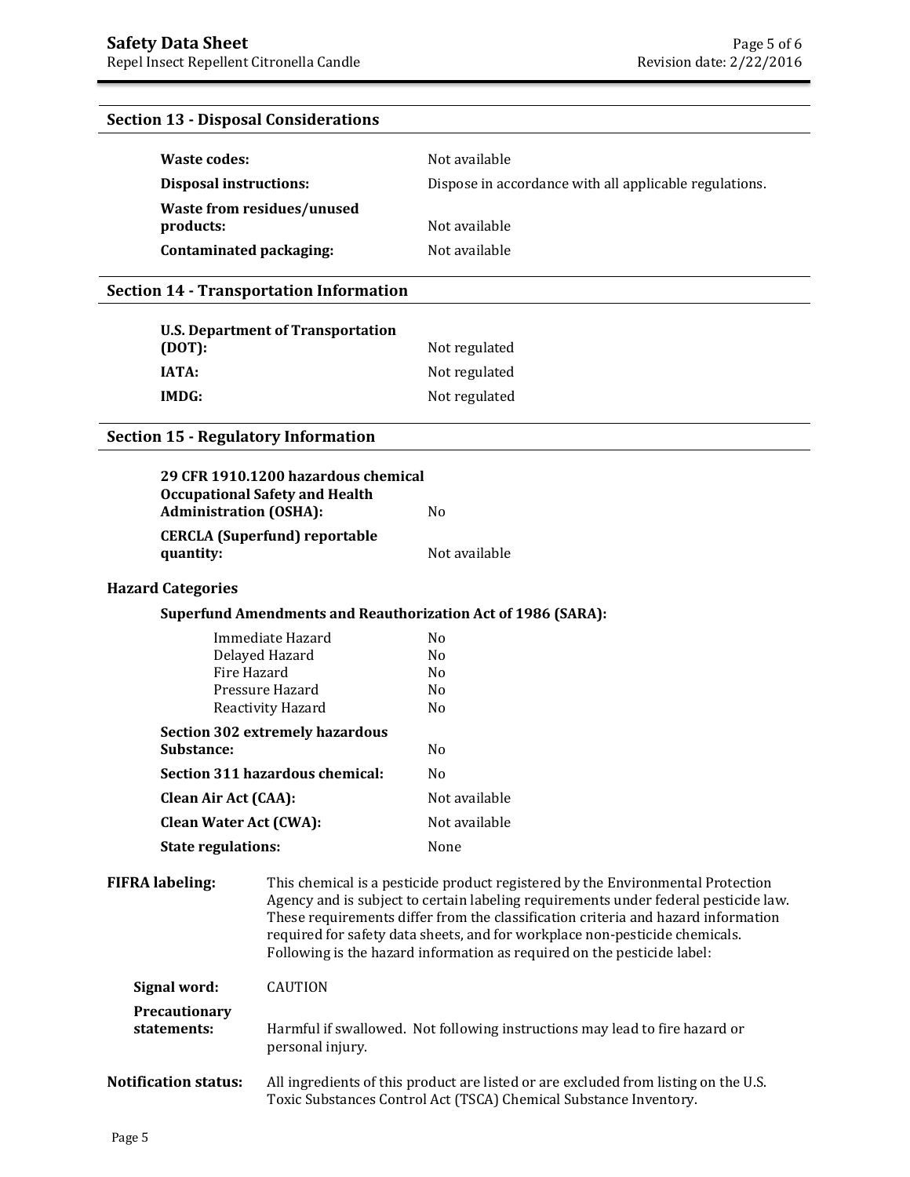## Section 13 - Disposal Considerations

| | |
|---|---|
| **Waste codes:** | Not available |
| **Disposal instructions:** | Dispose in accordance with all applicable regulations. |
| **Waste from residues/unused products:** | Not available |
| **Contaminated packaging:** | Not available |

## Section 14 - Transportation Information

| | |
|---|---|
| **U.S. Department of Transportation (DOT):** | Not regulated |
| **IATA:** | Not regulated |
| **IMDG:** | Not regulated |

## Section 15 - Regulatory Information

| | |
|---|---|
| **29 CFR 1910.1200 hazardous chemical Occupational Safety and Health Administration (OSHA):** | No |
| **CERCLA (Superfund) reportable quantity:** | Not available |

### Hazard Categories

**Superfund Amendments and Reauthorization Act of 1986 (SARA):**

| | |
|---|---|
| Immediate Hazard | No |
| Delayed Hazard | No |
| Fire Hazard | No |
| Pressure Hazard | No |
| Reactivity Hazard | No |

| | |
|---|---|
| **Section 302 extremely hazardous Substance:** | No |
| **Section 311 hazardous chemical:** | No |
| **Clean Air Act (CAA):** | Not available |
| **Clean Water Act (CWA):** | Not available |
| **State regulations:** | None |

**FIFRA labeling:** This chemical is a pesticide product registered by the Environmental Protection Agency and is subject to certain labeling requirements under federal pesticide law. These requirements differ from the classification criteria and hazard information required for safety data sheets, and for workplace non-pesticide chemicals. Following is the hazard information as required on the pesticide label:

**Signal word:** CAUTION

**Precautionary statements:** Harmful if swallowed. Not following instructions may lead to fire hazard or personal injury.

**Notification status:** All ingredients of this product are listed or are excluded from listing on the U.S. Toxic Substances Control Act (TSCA) Chemical Substance Inventory.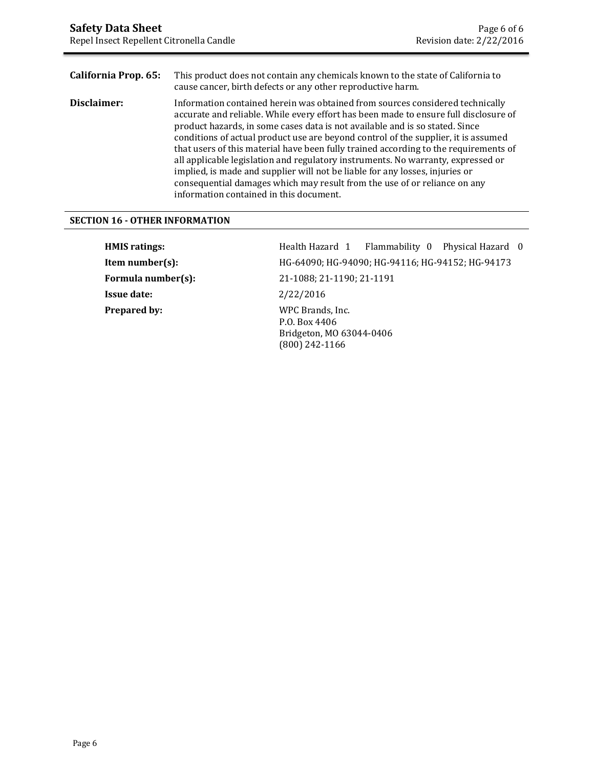**California Prop. 65:** This product does not contain any chemicals known to the state of California to cause cancer, birth defects or any other reproductive harm.

**Disclaimer:** Information contained herein was obtained from sources considered technically accurate and reliable. While every effort has been made to ensure full disclosure of product hazards, in some cases data is not available and is so stated. Since conditions of actual product use are beyond control of the supplier, it is assumed that users of this material have been fully trained according to the requirements of all applicable legislation and regulatory instruments. No warranty, expressed or implied, is made and supplier will not be liable for any losses, injuries or consequential damages which may result from the use of or reliance on any information contained in this document.

## SECTION 16 - OTHER INFORMATION

**HMIS ratings:** Health Hazard 1 Flammability 0 Physical Hazard 0

**Item number(s):** HG-64090; HG-94090; HG-94116; HG-94152; HG-94173

**Formula number(s):** 21-1088; 21-1190; 21-1191

**Issue date:** 2/22/2016

**Prepared by:** WPC Brands, Inc.
P.O. Box 4406
Bridgeton, MO 63044-0406
(800) 242-1166